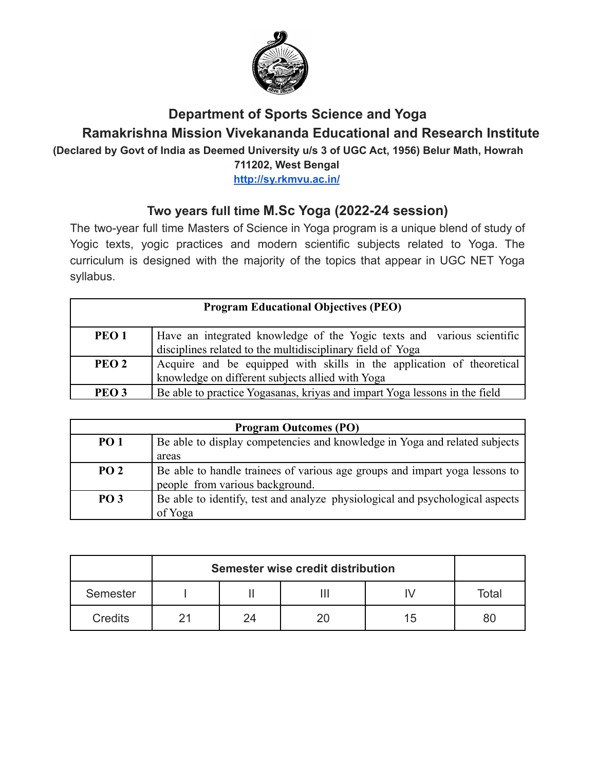# Department of Sports Science and Yoga

## Ramakrishna Mission Vivekananda Educational and Research Institute

**(Declared by Govt of India as Deemed University u/s 3 of UGC Act, 1956) Belur Math, Howrah 711202, West Bengal**

**http://sy.rkmvu.ac.in/**

## Two years full time M.Sc Yoga (2022-24 session)

The two-year full time Masters of Science in Yoga program is a unique blend of study of Yogic texts, yogic practices and modern scientific subjects related to Yoga. The curriculum is designed with the majority of the topics that appear in UGC NET Yoga syllabus.

| **Program Educational Objectives (PEO)** | |
|---|---|
| **PEO 1** | Have an integrated knowledge of the Yogic texts and various scientific disciplines related to the multidisciplinary field of Yoga |
| **PEO 2** | Acquire and be equipped with skills in the application of theoretical knowledge on different subjects allied with Yoga |
| **PEO 3** | Be able to practice Yogasanas, kriyas and impart Yoga lessons in the field |

| **Program Outcomes (PO)** | |
|---|---|
| **PO 1** | Be able to display competencies and knowledge in Yoga and related subjects areas |
| **PO 2** | Be able to handle trainees of various age groups and impart yoga lessons to people from various background. |
| **PO 3** | Be able to identify, test and analyze physiological and psychological aspects of Yoga |

| | **Semester wise credit distribution** | | | | |
|---|---|---|---|---|---|
| Semester | I | II | III | IV | Total |
| Credits | 21 | 24 | 20 | 15 | 80 |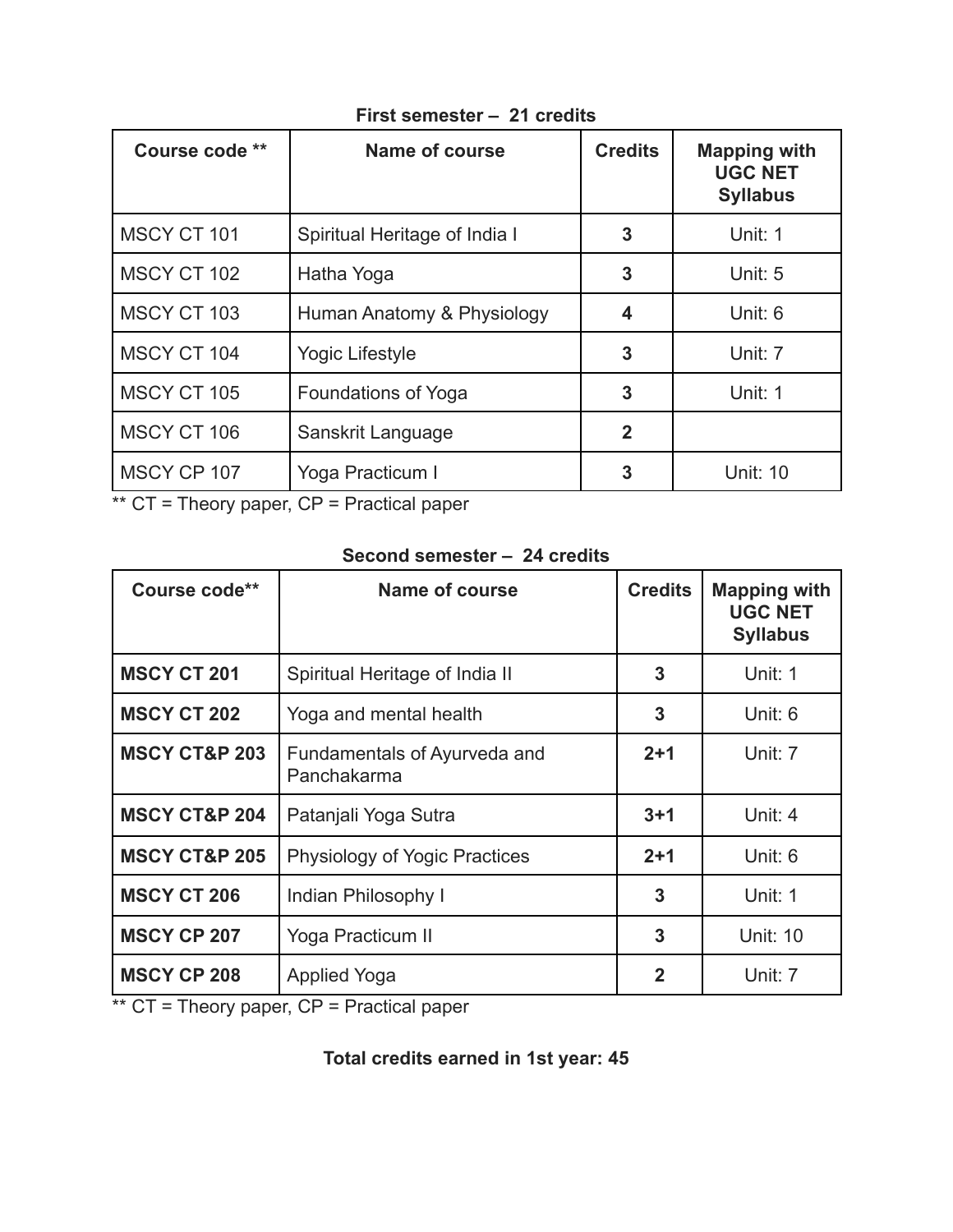**First semester – 21 credits**

| Course code ** | Name of course | Credits | Mapping with UGC NET Syllabus |
|---|---|---|---|
| MSCY CT 101 | Spiritual Heritage of India I | **3** | Unit: 1 |
| MSCY CT 102 | Hatha Yoga | **3** | Unit: 5 |
| MSCY CT 103 | Human Anatomy & Physiology | **4** | Unit: 6 |
| MSCY CT 104 | Yogic Lifestyle | **3** | Unit: 7 |
| MSCY CT 105 | Foundations of Yoga | **3** | Unit: 1 |
| MSCY CT 106 | Sanskrit Language | **2** | |
| MSCY CP 107 | Yoga Practicum I | **3** | Unit: 10 |

** CT = Theory paper, CP = Practical paper

**Second semester – 24 credits**

| Course code** | Name of course | Credits | Mapping with UGC NET Syllabus |
|---|---|---|---|
| **MSCY CT 201** | Spiritual Heritage of India II | **3** | Unit: 1 |
| **MSCY CT 202** | Yoga and mental health | **3** | Unit: 6 |
| **MSCY CT&P 203** | Fundamentals of Ayurveda and Panchakarma | **2+1** | Unit: 7 |
| **MSCY CT&P 204** | Patanjali Yoga Sutra | **3+1** | Unit: 4 |
| **MSCY CT&P 205** | Physiology of Yogic Practices | **2+1** | Unit: 6 |
| **MSCY CT 206** | Indian Philosophy I | **3** | Unit: 1 |
| **MSCY CP 207** | Yoga Practicum II | **3** | Unit: 10 |
| **MSCY CP 208** | Applied Yoga | **2** | Unit: 7 |

** CT = Theory paper, CP = Practical paper

**Total credits earned in 1st year: 45**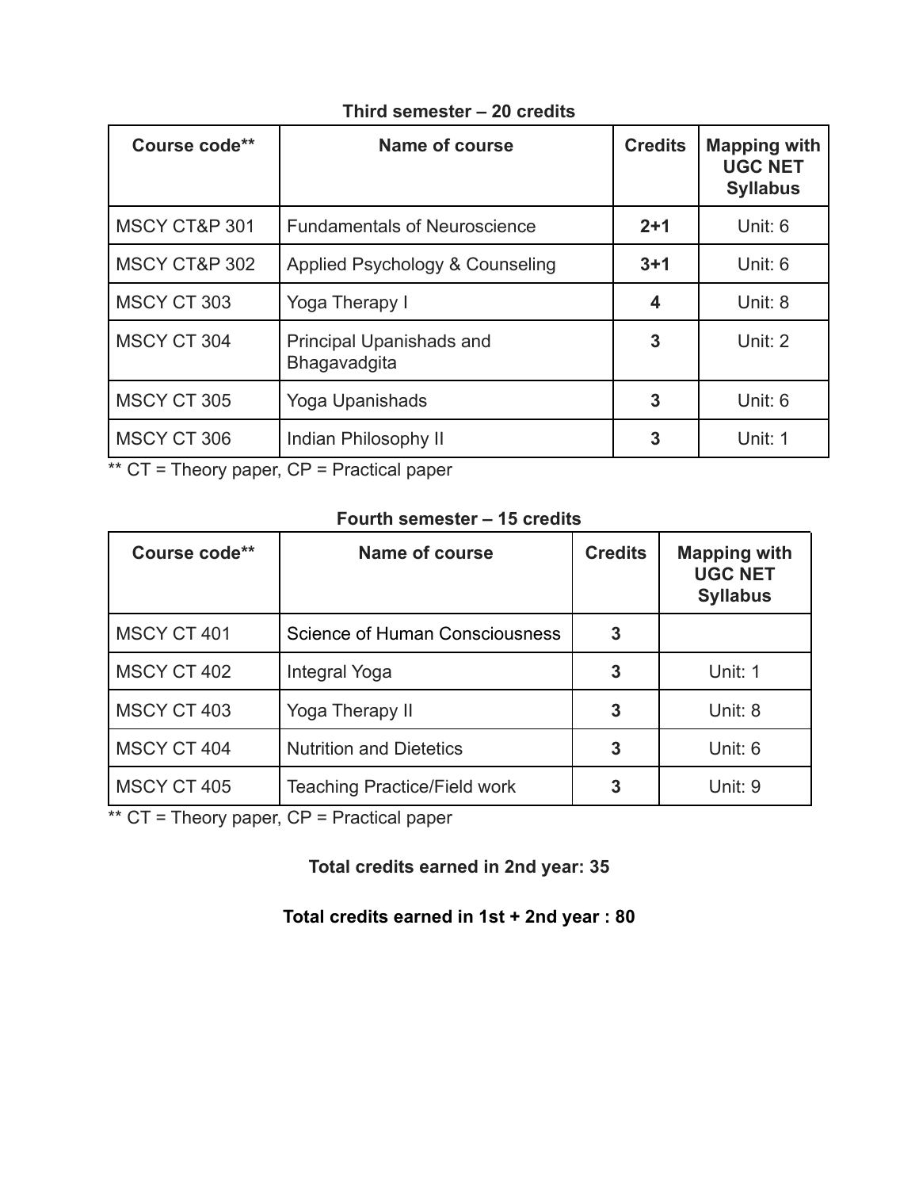**Third semester – 20 credits**

| Course code** | Name of course | Credits | Mapping with UGC NET Syllabus |
|---|---|---|---|
| MSCY CT&P 301 | Fundamentals of Neuroscience | **2+1** | Unit: 6 |
| MSCY CT&P 302 | Applied Psychology & Counseling | **3+1** | Unit: 6 |
| MSCY CT 303 | Yoga Therapy I | **4** | Unit: 8 |
| MSCY CT 304 | Principal Upanishads and Bhagavadgita | **3** | Unit: 2 |
| MSCY CT 305 | Yoga Upanishads | **3** | Unit: 6 |
| MSCY CT 306 | Indian Philosophy II | **3** | Unit: 1 |

** CT = Theory paper, CP = Practical paper

**Fourth semester – 15 credits**

| Course code** | Name of course | Credits | Mapping with UGC NET Syllabus |
|---|---|---|---|
| MSCY CT 401 | Science of Human Consciousness | **3** | |
| MSCY CT 402 | Integral Yoga | **3** | Unit: 1 |
| MSCY CT 403 | Yoga Therapy II | **3** | Unit: 8 |
| MSCY CT 404 | Nutrition and Dietetics | **3** | Unit: 6 |
| MSCY CT 405 | Teaching Practice/Field work | **3** | Unit: 9 |

** CT = Theory paper, CP = Practical paper

**Total credits earned in 2nd year: 35**

**Total credits earned in 1st + 2nd year : 80**